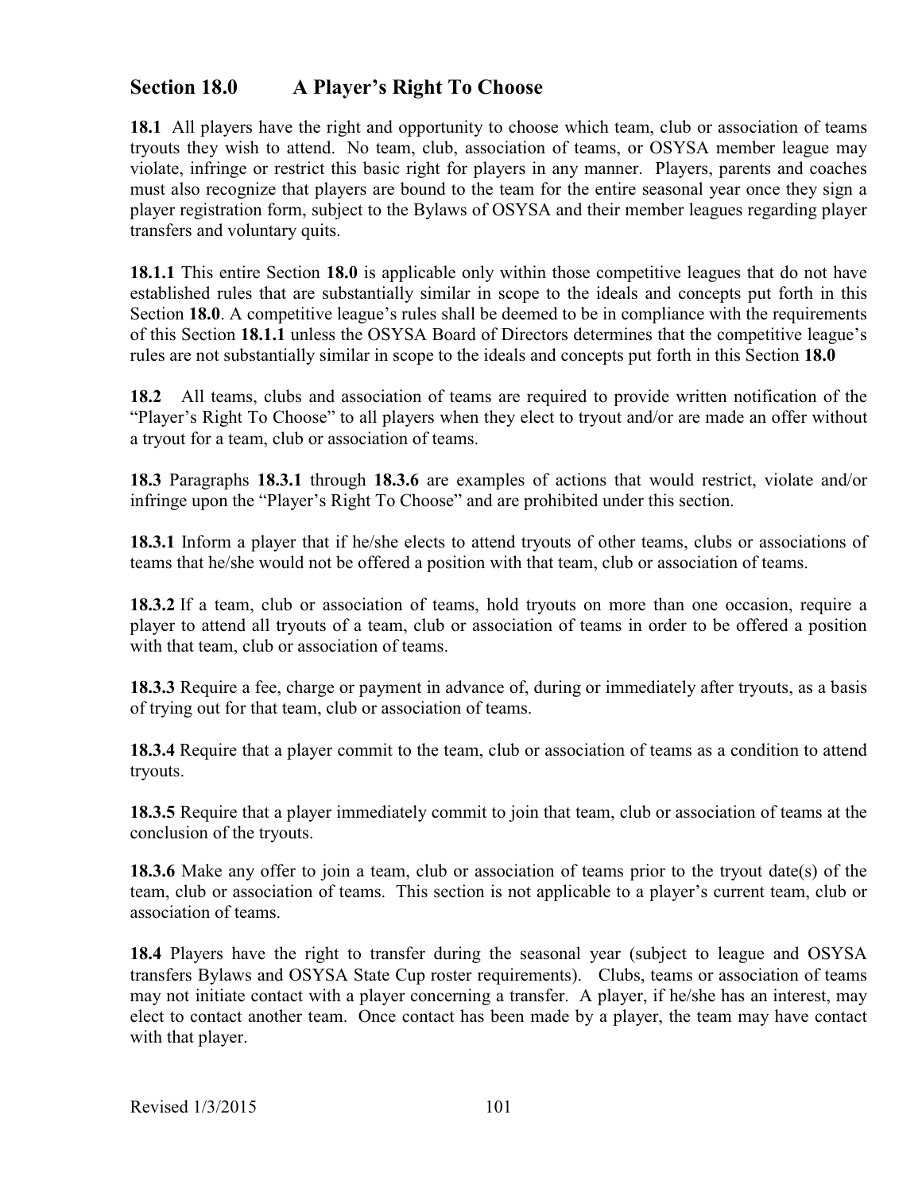## Section 18.0 A Player's Right To Choose

**18.1** All players have the right and opportunity to choose which team, club or association of teams tryouts they wish to attend. No team, club, association of teams, or OSYSA member league may violate, infringe or restrict this basic right for players in any manner. Players, parents and coaches must also recognize that players are bound to the team for the entire seasonal year once they sign a player registration form, subject to the Bylaws of OSYSA and their member leagues regarding player transfers and voluntary quits.

**18.1.1** This entire Section **18.0** is applicable only within those competitive leagues that do not have established rules that are substantially similar in scope to the ideals and concepts put forth in this Section **18.0**. A competitive league's rules shall be deemed to be in compliance with the requirements of this Section **18.1.1** unless the OSYSA Board of Directors determines that the competitive league's rules are not substantially similar in scope to the ideals and concepts put forth in this Section **18.0**

**18.2** All teams, clubs and association of teams are required to provide written notification of the "Player's Right To Choose" to all players when they elect to tryout and/or are made an offer without a tryout for a team, club or association of teams.

**18.3** Paragraphs **18.3.1** through **18.3.6** are examples of actions that would restrict, violate and/or infringe upon the "Player's Right To Choose" and are prohibited under this section.

**18.3.1** Inform a player that if he/she elects to attend tryouts of other teams, clubs or associations of teams that he/she would not be offered a position with that team, club or association of teams.

**18.3.2** If a team, club or association of teams, hold tryouts on more than one occasion, require a player to attend all tryouts of a team, club or association of teams in order to be offered a position with that team, club or association of teams.

**18.3.3** Require a fee, charge or payment in advance of, during or immediately after tryouts, as a basis of trying out for that team, club or association of teams.

**18.3.4** Require that a player commit to the team, club or association of teams as a condition to attend tryouts.

**18.3.5** Require that a player immediately commit to join that team, club or association of teams at the conclusion of the tryouts.

**18.3.6** Make any offer to join a team, club or association of teams prior to the tryout date(s) of the team, club or association of teams. This section is not applicable to a player's current team, club or association of teams.

**18.4** Players have the right to transfer during the seasonal year (subject to league and OSYSA transfers Bylaws and OSYSA State Cup roster requirements). Clubs, teams or association of teams may not initiate contact with a player concerning a transfer. A player, if he/she has an interest, may elect to contact another team. Once contact has been made by a player, the team may have contact with that player.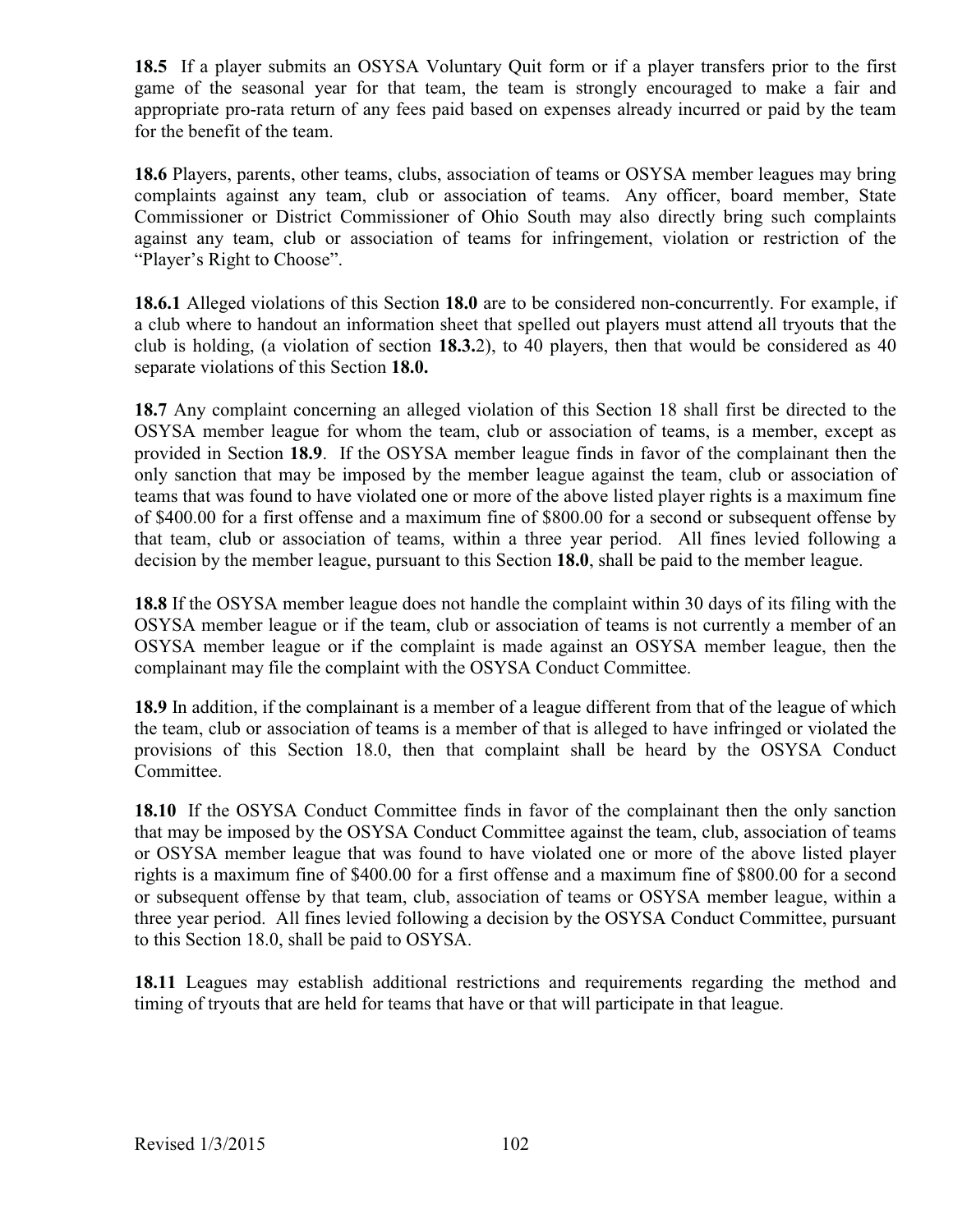**18.5** If a player submits an OSYSA Voluntary Quit form or if a player transfers prior to the first game of the seasonal year for that team, the team is strongly encouraged to make a fair and appropriate pro-rata return of any fees paid based on expenses already incurred or paid by the team for the benefit of the team.

**18.6** Players, parents, other teams, clubs, association of teams or OSYSA member leagues may bring complaints against any team, club or association of teams. Any officer, board member, State Commissioner or District Commissioner of Ohio South may also directly bring such complaints against any team, club or association of teams for infringement, violation or restriction of the "Player's Right to Choose".

**18.6.1** Alleged violations of this Section **18.0** are to be considered non-concurrently. For example, if a club where to handout an information sheet that spelled out players must attend all tryouts that the club is holding, (a violation of section **18.3.**2), to 40 players, then that would be considered as 40 separate violations of this Section **18.0.**

**18.7** Any complaint concerning an alleged violation of this Section 18 shall first be directed to the OSYSA member league for whom the team, club or association of teams, is a member, except as provided in Section **18.9**. If the OSYSA member league finds in favor of the complainant then the only sanction that may be imposed by the member league against the team, club or association of teams that was found to have violated one or more of the above listed player rights is a maximum fine of $400.00 for a first offense and a maximum fine of $800.00 for a second or subsequent offense by that team, club or association of teams, within a three year period. All fines levied following a decision by the member league, pursuant to this Section **18.0**, shall be paid to the member league.

**18.8** If the OSYSA member league does not handle the complaint within 30 days of its filing with the OSYSA member league or if the team, club or association of teams is not currently a member of an OSYSA member league or if the complaint is made against an OSYSA member league, then the complainant may file the complaint with the OSYSA Conduct Committee.

**18.9** In addition, if the complainant is a member of a league different from that of the league of which the team, club or association of teams is a member of that is alleged to have infringed or violated the provisions of this Section 18.0, then that complaint shall be heard by the OSYSA Conduct Committee.

**18.10** If the OSYSA Conduct Committee finds in favor of the complainant then the only sanction that may be imposed by the OSYSA Conduct Committee against the team, club, association of teams or OSYSA member league that was found to have violated one or more of the above listed player rights is a maximum fine of $400.00 for a first offense and a maximum fine of $800.00 for a second or subsequent offense by that team, club, association of teams or OSYSA member league, within a three year period. All fines levied following a decision by the OSYSA Conduct Committee, pursuant to this Section 18.0, shall be paid to OSYSA.

**18.11** Leagues may establish additional restrictions and requirements regarding the method and timing of tryouts that are held for teams that have or that will participate in that league.